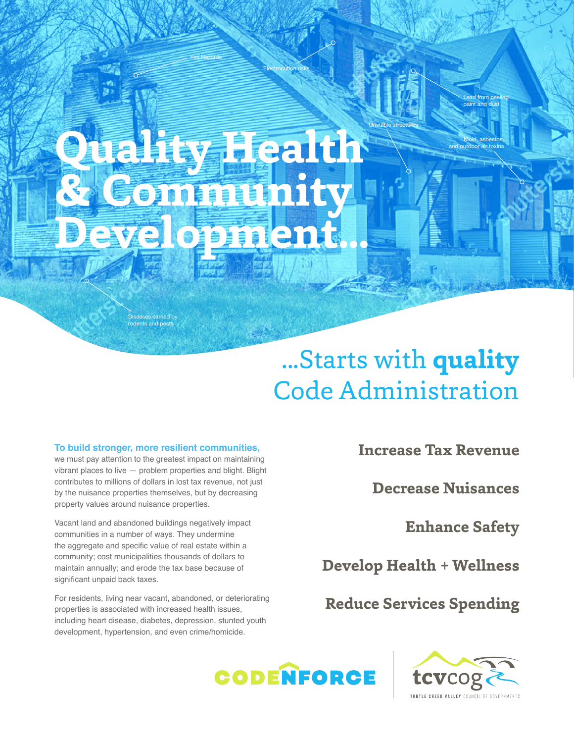Fire Hazards

Electrocution risks

Lead from peeling paint and dust

Unstable structures

Mold, asbestos, and outdoor air toxins

# Quality Health & Community Development...

Diseases carried by rodents and pests

## ...Starts with **quality** Code Administration

**To build stronger, more resilient communities,** we must pay attention to the greatest impact on maintaining vibrant places to live — problem properties and blight. Blight contributes to millions of dollars in lost tax revenue, not just by the nuisance properties themselves, but by decreasing property values around nuisance properties.

Vacant land and abandoned buildings negatively impact communities in a number of ways. They undermine the aggregate and specific value of real estate within a community; cost municipalities thousands of dollars to maintain annually; and erode the tax base because of significant unpaid back taxes.

For residents, living near vacant, abandoned, or deteriorating properties is associated with increased health issues, including heart disease, diabetes, depression, stunted youth development, hypertension, and even crime/homicide.

**Increase Tax Revenue**

**Decrease Nuisances**

**Enhance Safety**

**Develop Health + Wellness**

**Reduce Services Spending**

CODENFORCE

tcvcog
TURTLE CREEK VALLEY COUNCIL OF GOVERNMENTS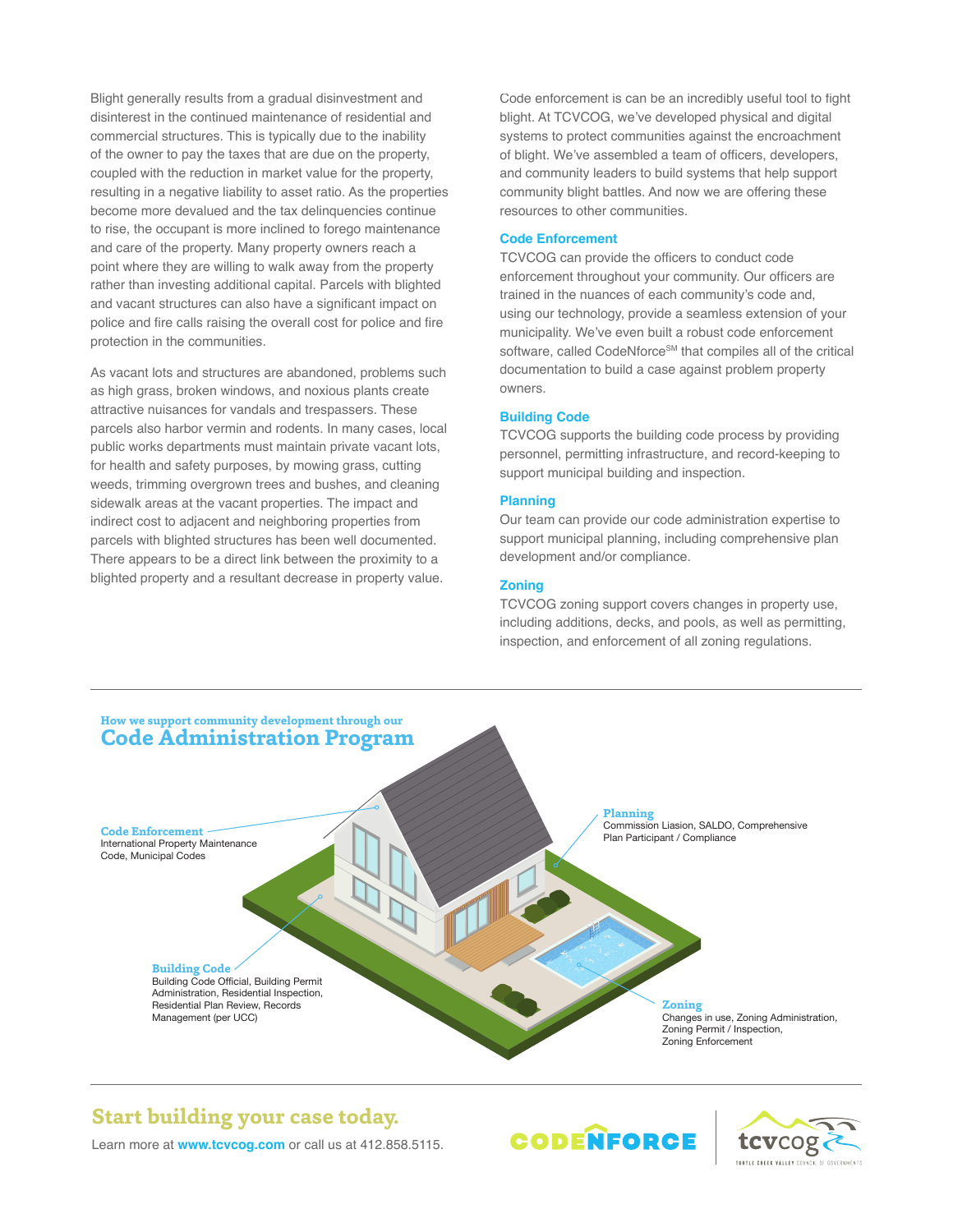Blight generally results from a gradual disinvestment and disinterest in the continued maintenance of residential and commercial structures. This is typically due to the inability of the owner to pay the taxes that are due on the property, coupled with the reduction in market value for the property, resulting in a negative liability to asset ratio. As the properties become more devalued and the tax delinquencies continue to rise, the occupant is more inclined to forego maintenance and care of the property. Many property owners reach a point where they are willing to walk away from the property rather than investing additional capital. Parcels with blighted and vacant structures can also have a significant impact on police and fire calls raising the overall cost for police and fire protection in the communities.

As vacant lots and structures are abandoned, problems such as high grass, broken windows, and noxious plants create attractive nuisances for vandals and trespassers. These parcels also harbor vermin and rodents. In many cases, local public works departments must maintain private vacant lots, for health and safety purposes, by mowing grass, cutting weeds, trimming overgrown trees and bushes, and cleaning sidewalk areas at the vacant properties. The impact and indirect cost to adjacent and neighboring properties from parcels with blighted structures has been well documented. There appears to be a direct link between the proximity to a blighted property and a resultant decrease in property value.

Code enforcement is can be an incredibly useful tool to fight blight. At TCVCOG, we've developed physical and digital systems to protect communities against the encroachment of blight. We've assembled a team of officers, developers, and community leaders to build systems that help support community blight battles. And now we are offering these resources to other communities.

### Code Enforcement

TCVCOG can provide the officers to conduct code enforcement throughout your community. Our officers are trained in the nuances of each community's code and, using our technology, provide a seamless extension of your municipality. We've even built a robust code enforcement software, called CodeNforce[SM] that compiles all of the critical documentation to build a case against problem property owners.

### Building Code

TCVCOG supports the building code process by providing personnel, permitting infrastructure, and record-keeping to support municipal building and inspection.

### Planning

Our team can provide our code administration expertise to support municipal planning, including comprehensive plan development and/or compliance.

### Zoning

TCVCOG zoning support covers changes in property use, including additions, decks, and pools, as well as permitting, inspection, and enforcement of all zoning regulations.

---

How we support community development through our

## Code Administration Program

**Code Enforcement**
International Property Maintenance Code, Municipal Codes

**Planning**
Commission Liasion, SALDO, Comprehensive Plan Participant / Compliance

**Building Code**
Building Code Official, Building Permit Administration, Residential Inspection, Residential Plan Review, Records Management (per UCC)

**Zoning**
Changes in use, Zoning Administration, Zoning Permit / Inspection, Zoning Enforcement

---

## Start building your case today.

Learn more at **www.tcvcog.com** or call us at 412.858.5115.

CODENFORCE

tcvcog
TURTLE CREEK VALLEY COUNCIL OF GOVERNMENTS